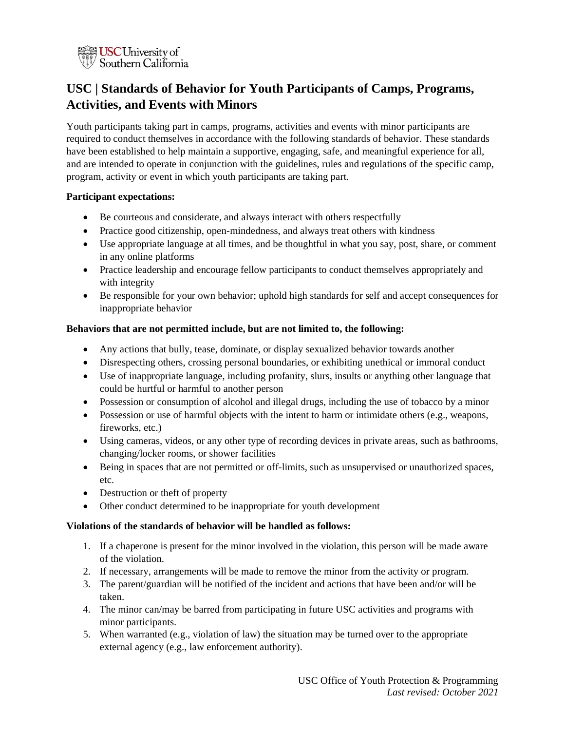# USC | Standards of Behavior for Youth Participants of Camps, Programs, Activities, and Events with Minors

Youth participants taking part in camps, programs, activities and events with minor participants are required to conduct themselves in accordance with the following standards of behavior. These standards have been established to help maintain a supportive, engaging, safe, and meaningful experience for all, and are intended to operate in conjunction with the guidelines, rules and regulations of the specific camp, program, activity or event in which youth participants are taking part.

**Participant expectations:**

- Be courteous and considerate, and always interact with others respectfully
- Practice good citizenship, open-mindedness, and always treat others with kindness
- Use appropriate language at all times, and be thoughtful in what you say, post, share, or comment in any online platforms
- Practice leadership and encourage fellow participants to conduct themselves appropriately and with integrity
- Be responsible for your own behavior; uphold high standards for self and accept consequences for inappropriate behavior

**Behaviors that are not permitted include, but are not limited to, the following:**

- Any actions that bully, tease, dominate, or display sexualized behavior towards another
- Disrespecting others, crossing personal boundaries, or exhibiting unethical or immoral conduct
- Use of inappropriate language, including profanity, slurs, insults or anything other language that could be hurtful or harmful to another person
- Possession or consumption of alcohol and illegal drugs, including the use of tobacco by a minor
- Possession or use of harmful objects with the intent to harm or intimidate others (e.g., weapons, fireworks, etc.)
- Using cameras, videos, or any other type of recording devices in private areas, such as bathrooms, changing/locker rooms, or shower facilities
- Being in spaces that are not permitted or off-limits, such as unsupervised or unauthorized spaces, etc.
- Destruction or theft of property
- Other conduct determined to be inappropriate for youth development

**Violations of the standards of behavior will be handled as follows:**

1. If a chaperone is present for the minor involved in the violation, this person will be made aware of the violation.
2. If necessary, arrangements will be made to remove the minor from the activity or program.
3. The parent/guardian will be notified of the incident and actions that have been and/or will be taken.
4. The minor can/may be barred from participating in future USC activities and programs with minor participants.
5. When warranted (e.g., violation of law) the situation may be turned over to the appropriate external agency (e.g., law enforcement authority).

USC Office of Youth Protection & Programming
*Last revised: October 2021*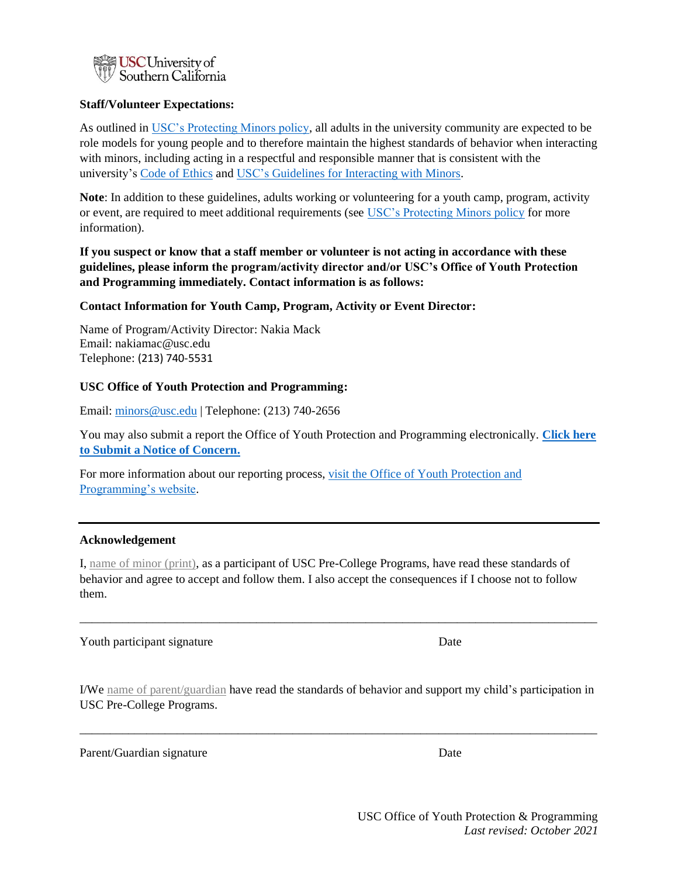**Staff/Volunteer Expectations:**

As outlined in USC's Protecting Minors policy, all adults in the university community are expected to be role models for young people and to therefore maintain the highest standards of behavior when interacting with minors, including acting in a respectful and responsible manner that is consistent with the university's Code of Ethics and USC's Guidelines for Interacting with Minors.

**Note**: In addition to these guidelines, adults working or volunteering for a youth camp, program, activity or event, are required to meet additional requirements (see USC's Protecting Minors policy for more information).

**If you suspect or know that a staff member or volunteer is not acting in accordance with these guidelines, please inform the program/activity director and/or USC's Office of Youth Protection and Programming immediately. Contact information is as follows:**

**Contact Information for Youth Camp, Program, Activity or Event Director:**

Name of Program/Activity Director: Nakia Mack
Email: nakiamac@usc.edu
Telephone: (213) 740-5531

**USC Office of Youth Protection and Programming:**

Email: minors@usc.edu | Telephone: (213) 740-2656

You may also submit a report the Office of Youth Protection and Programming electronically. **Click here to Submit a Notice of Concern.**

For more information about our reporting process, visit the Office of Youth Protection and Programming's website.

---

**Acknowledgement**

I, name of minor (print), as a participant of USC Pre-College Programs, have read these standards of behavior and agree to accept and follow them. I also accept the consequences if I choose not to follow them.

\_\_\_\_\_\_\_\_\_\_\_\_\_\_\_\_\_\_\_\_\_\_\_\_\_\_\_\_\_\_\_\_\_\_\_\_\_\_\_\_\_\_\_\_\_\_\_\_\_\_\_\_\_\_\_\_\_\_\_\_\_\_\_\_\_\_\_\_\_\_

Youth participant signature                                        Date

I/We name of parent/guardian have read the standards of behavior and support my child's participation in USC Pre-College Programs.

\_\_\_\_\_\_\_\_\_\_\_\_\_\_\_\_\_\_\_\_\_\_\_\_\_\_\_\_\_\_\_\_\_\_\_\_\_\_\_\_\_\_\_\_\_\_\_\_\_\_\_\_\_\_\_\_\_\_\_\_\_\_\_\_\_\_\_\_\_\_

Parent/Guardian signature                                        Date

USC Office of Youth Protection & Programming
*Last revised: October 2021*